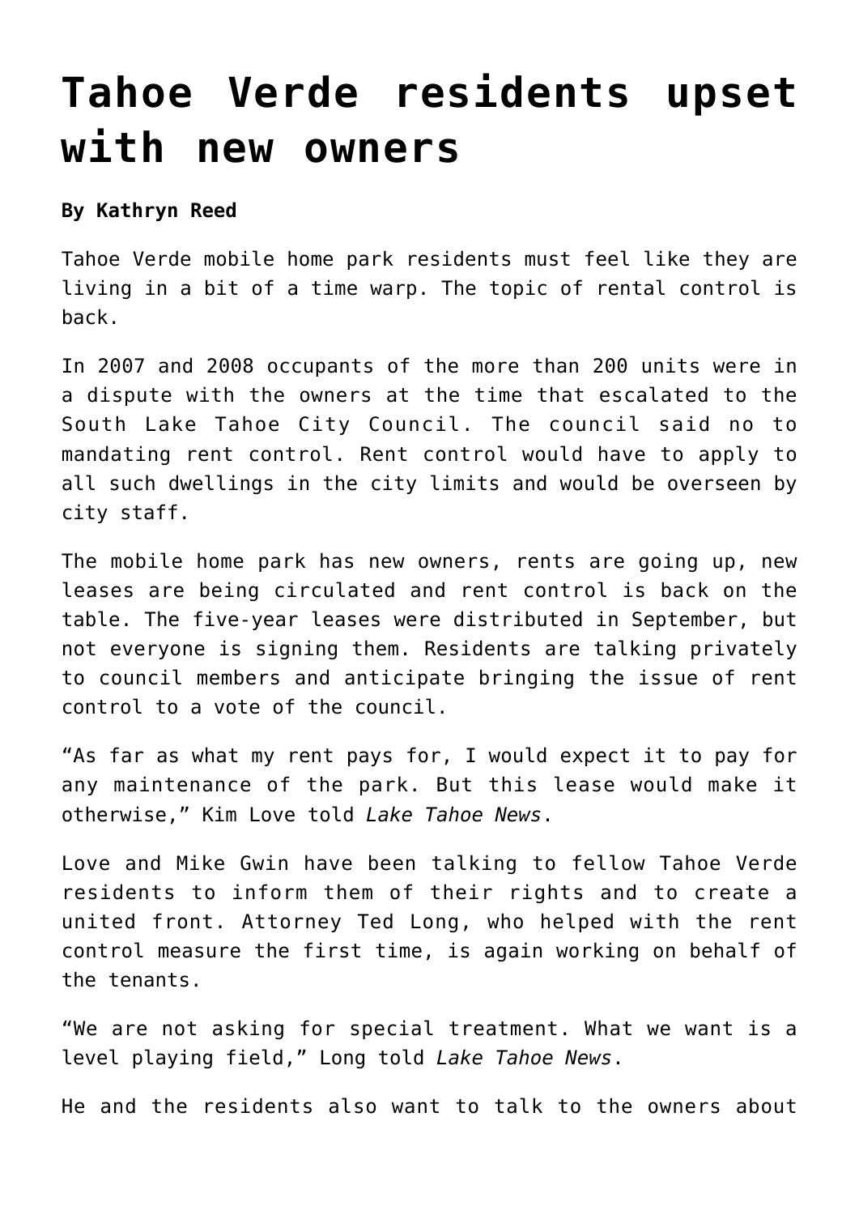# Tahoe Verde residents upset with new owners

**By Kathryn Reed**

Tahoe Verde mobile home park residents must feel like they are living in a bit of a time warp. The topic of rental control is back.

In 2007 and 2008 occupants of the more than 200 units were in a dispute with the owners at the time that escalated to the South Lake Tahoe City Council. The council said no to mandating rent control. Rent control would have to apply to all such dwellings in the city limits and would be overseen by city staff.

The mobile home park has new owners, rents are going up, new leases are being circulated and rent control is back on the table. The five-year leases were distributed in September, but not everyone is signing them. Residents are talking privately to council members and anticipate bringing the issue of rent control to a vote of the council.

"As far as what my rent pays for, I would expect it to pay for any maintenance of the park. But this lease would make it otherwise," Kim Love told *Lake Tahoe News*.

Love and Mike Gwin have been talking to fellow Tahoe Verde residents to inform them of their rights and to create a united front. Attorney Ted Long, who helped with the rent control measure the first time, is again working on behalf of the tenants.

"We are not asking for special treatment. What we want is a level playing field," Long told *Lake Tahoe News*.

He and the residents also want to talk to the owners about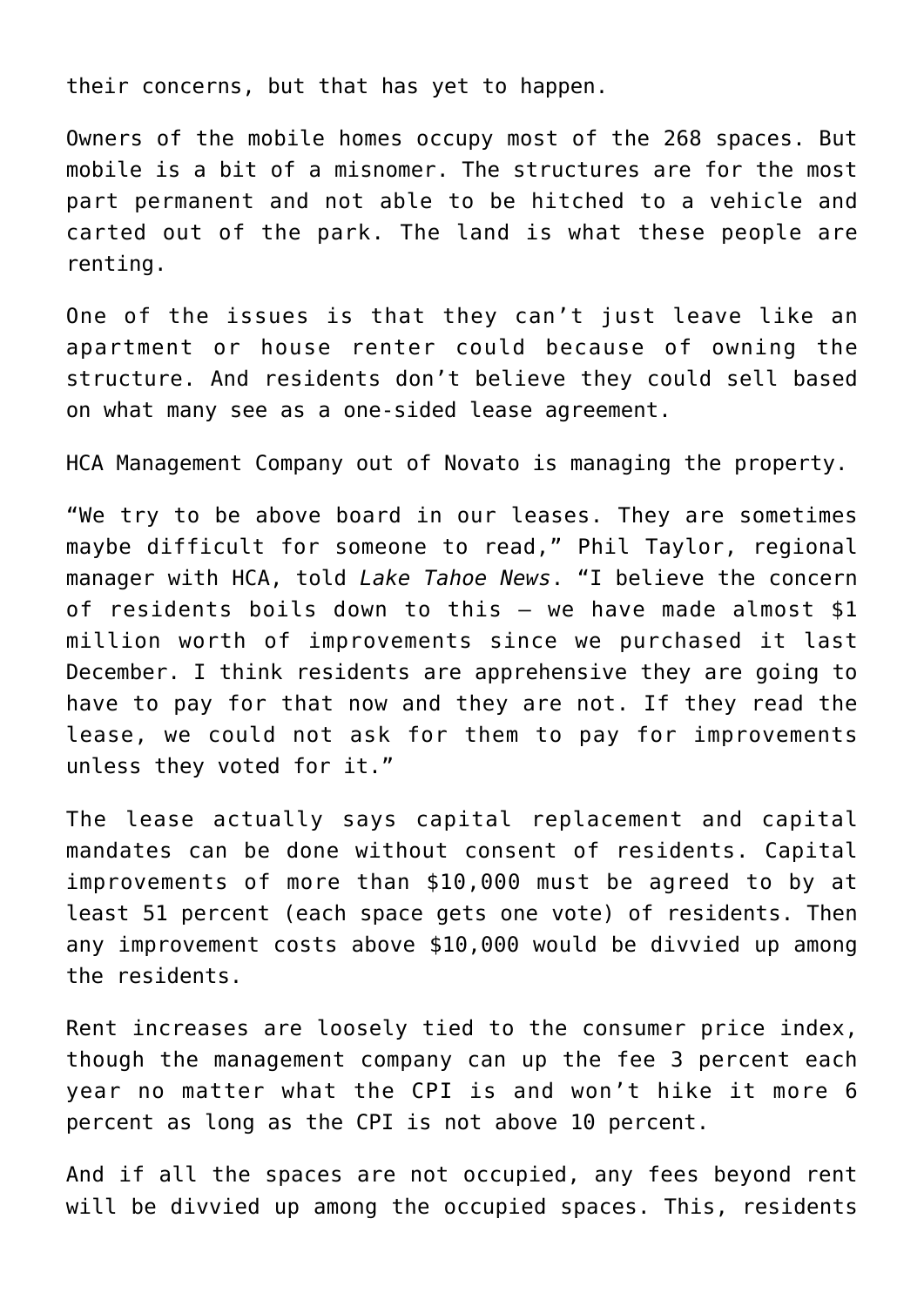their concerns, but that has yet to happen.

Owners of the mobile homes occupy most of the 268 spaces. But mobile is a bit of a misnomer. The structures are for the most part permanent and not able to be hitched to a vehicle and carted out of the park. The land is what these people are renting.

One of the issues is that they can't just leave like an apartment or house renter could because of owning the structure. And residents don't believe they could sell based on what many see as a one-sided lease agreement.

HCA Management Company out of Novato is managing the property.

"We try to be above board in our leases. They are sometimes maybe difficult for someone to read," Phil Taylor, regional manager with HCA, told *Lake Tahoe News*. "I believe the concern of residents boils down to this – we have made almost $1 million worth of improvements since we purchased it last December. I think residents are apprehensive they are going to have to pay for that now and they are not. If they read the lease, we could not ask for them to pay for improvements unless they voted for it."

The lease actually says capital replacement and capital mandates can be done without consent of residents. Capital improvements of more than $10,000 must be agreed to by at least 51 percent (each space gets one vote) of residents. Then any improvement costs above $10,000 would be divvied up among the residents.

Rent increases are loosely tied to the consumer price index, though the management company can up the fee 3 percent each year no matter what the CPI is and won't hike it more 6 percent as long as the CPI is not above 10 percent.

And if all the spaces are not occupied, any fees beyond rent will be divvied up among the occupied spaces. This, residents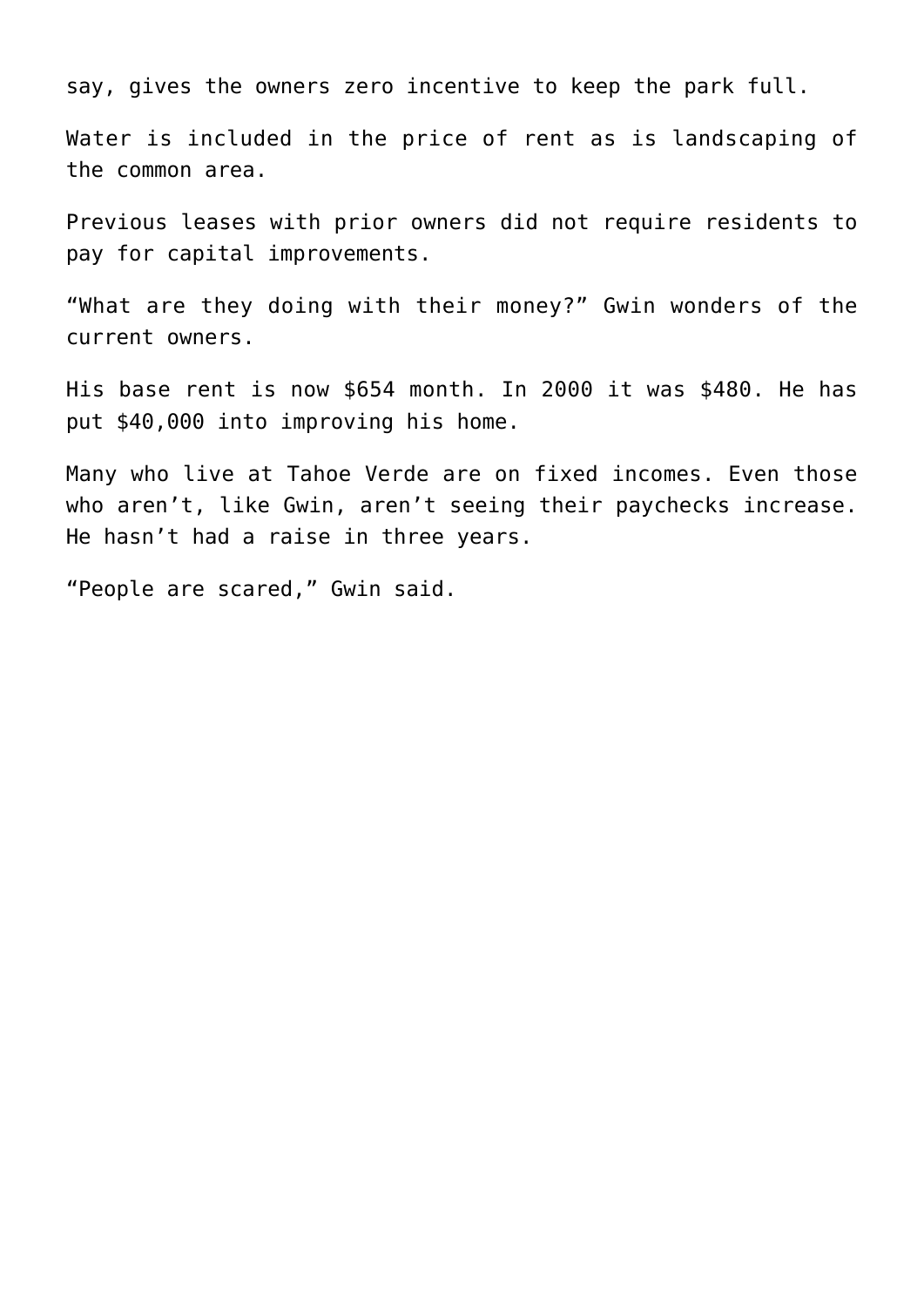say, gives the owners zero incentive to keep the park full.

Water is included in the price of rent as is landscaping of the common area.

Previous leases with prior owners did not require residents to pay for capital improvements.

"What are they doing with their money?" Gwin wonders of the current owners.

His base rent is now $654 month. In 2000 it was $480. He has put $40,000 into improving his home.

Many who live at Tahoe Verde are on fixed incomes. Even those who aren't, like Gwin, aren't seeing their paychecks increase. He hasn't had a raise in three years.

"People are scared," Gwin said.